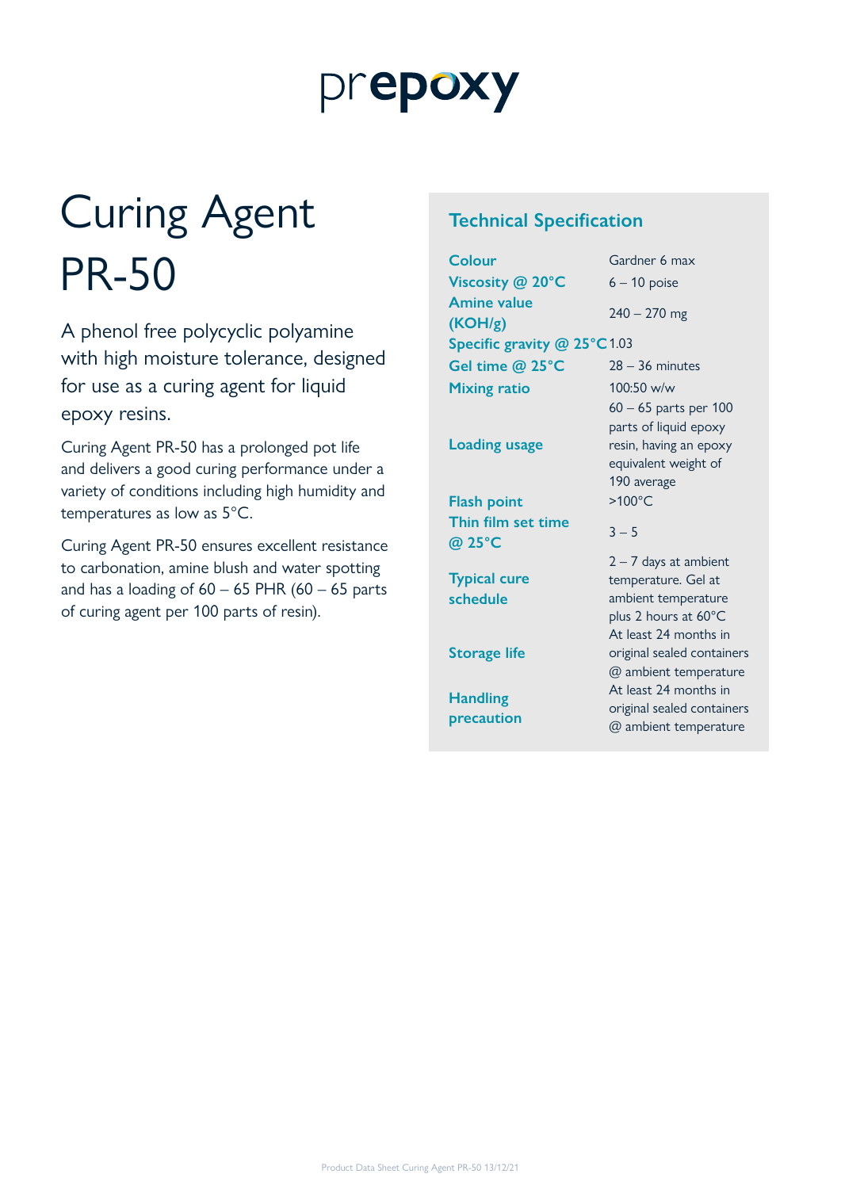prepoxy

# Curing Agent PR-50

A phenol free polycyclic polyamine with high moisture tolerance, designed for use as a curing agent for liquid epoxy resins.

Curing Agent PR-50 has a prolonged pot life and delivers a good curing performance under a variety of conditions including high humidity and temperatures as low as 5°C.

Curing Agent PR-50 ensures excellent resistance to carbonation, amine blush and water spotting and has a loading of 60 – 65 PHR (60 – 65 parts of curing agent per 100 parts of resin).

## Technical Specification

| | |
|---|---|
| **Colour** | Gardner 6 max |
| **Viscosity @ 20°C** | 6 – 10 poise |
| **Amine value (KOH/g)** | 240 – 270 mg |
| **Specific gravity @ 25°C** | 1.03 |
| **Gel time @ 25°C** | 28 – 36 minutes |
| **Mixing ratio** | 100:50 w/w |
| **Loading usage** | 60 – 65 parts per 100 parts of liquid epoxy resin, having an epoxy equivalent weight of 190 average |
| **Flash point** | >100°C |
| **Thin film set time @ 25°C** | 3 – 5 |
| **Typical cure schedule** | 2 – 7 days at ambient temperature. Gel at ambient temperature plus 2 hours at 60°C |
| **Storage life** | At least 24 months in original sealed containers @ ambient temperature |
| **Handling precaution** | At least 24 months in original sealed containers @ ambient temperature |

Product Data Sheet Curing Agent PR-50 13/12/21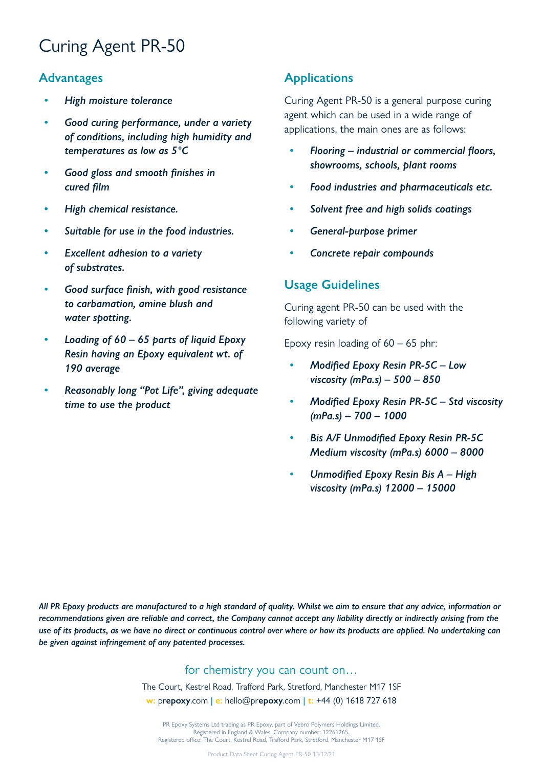# Curing Agent PR-50

## Advantages

- *High moisture tolerance*
- *Good curing performance, under a variety of conditions, including high humidity and temperatures as low as 5°C*
- *Good gloss and smooth finishes in cured film*
- *High chemical resistance.*
- *Suitable for use in the food industries.*
- *Excellent adhesion to a variety of substrates.*
- *Good surface finish, with good resistance to carbamation, amine blush and water spotting.*
- *Loading of 60 – 65 parts of liquid Epoxy Resin having an Epoxy equivalent wt. of 190 average*
- *Reasonably long "Pot Life", giving adequate time to use the product*

## Applications

Curing Agent PR-50 is a general purpose curing agent which can be used in a wide range of applications, the main ones are as follows:

- *Flooring – industrial or commercial floors, showrooms, schools, plant rooms*
- *Food industries and pharmaceuticals etc.*
- *Solvent free and high solids coatings*
- *General-purpose primer*
- *Concrete repair compounds*

## Usage Guidelines

Curing agent PR-50 can be used with the following variety of

Epoxy resin loading of 60 – 65 phr:

- *Modified Epoxy Resin PR-5C – Low viscosity (mPa.s) – 500 – 850*
- *Modified Epoxy Resin PR-5C – Std viscosity (mPa.s) – 700 – 1000*
- *Bis A/F Unmodified Epoxy Resin PR-5C Medium viscosity (mPa.s) 6000 – 8000*
- *Unmodified Epoxy Resin Bis A – High viscosity (mPa.s) 12000 – 15000*

*All PR Epoxy products are manufactured to a high standard of quality. Whilst we aim to ensure that any advice, information or recommendations given are reliable and correct, the Company cannot accept any liability directly or indirectly arising from the use of its products, as we have no direct or continuous control over where or how its products are applied. No undertaking can be given against infringement of any patented processes.*

for chemistry you can count on…

The Court, Kestrel Road, Trafford Park, Stretford, Manchester M17 1SF

w: prepoxy.com | e: hello@prepoxy.com | t: +44 (0) 1618 727 618

PR Epoxy Systems Ltd trading as PR Epoxy, part of Vebro Polymers Holdings Limited.
Registered in England & Wales. Company number: 12261265.
Registered office: The Court, Kestrel Road, Trafford Park, Stretford, Manchester M17 1SF

Product Data Sheet Curing Agent PR-50 13/12/21